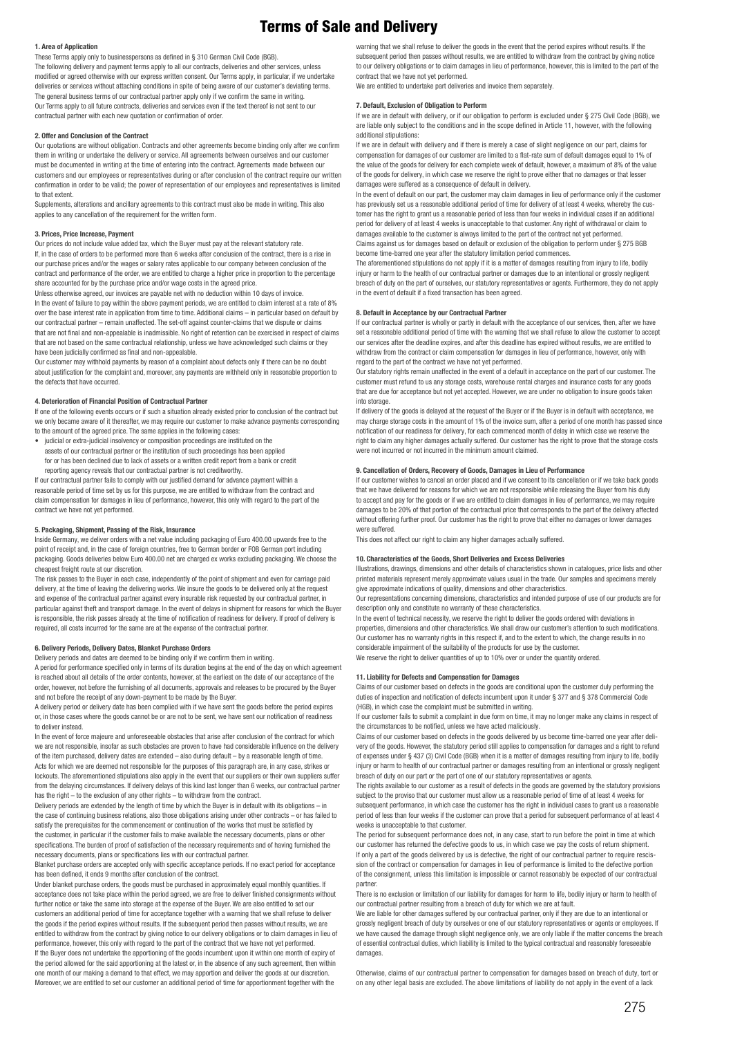# Terms of Sale and Delivery

## 1. Area of Application

These Terms apply only to businesspersons as defined in § 310 German Civil Code (BGB).

The following delivery and payment terms apply to all our contracts, deliveries and other services, unless modified or agreed otherwise with our express written consent. Our Terms apply, in particular, if we undertake deliveries or services without attaching conditions in spite of being aware of our customer's deviating terms. The general business terms of our contractual partner apply only if we confirm the same in writing.

Our Terms apply to all future contracts, deliveries and services even if the text thereof is not sent to our contractual partner with each new quotation or confirmation of order.

## 2. Offer and Conclusion of the Contract

Our quotations are without obligation. Contracts and other agreements become binding only after we confirm them in writing or undertake the delivery or service. All agreements between ourselves and our customer must be documented in writing at the time of entering into the contract. Agreements made between our customers and our employees or representatives during or after conclusion of the contract require our written confirmation in order to be valid; the power of representation of our employees and representatives is limited to that extent.

Supplements, alterations and ancillary agreements to this contract must also be made in writing. This also applies to any cancellation of the requirement for the written form.

## 3. Prices, Price Increase, Payment

Our prices do not include value added tax, which the Buyer must pay at the relevant statutory rate.

If, in the case of orders to be performed more than 6 weeks after conclusion of the contract, there is a rise in our purchase prices and/or the wages or salary rates applicable to our company between conclusion of the contract and performance of the order, we are entitled to charge a higher price in proportion to the percentage share accounted for by the purchase price and/or wage costs in the agreed price.

Unless otherwise agreed, our invoices are payable net with no deduction within 10 days of invoice.

In the event of failure to pay within the above payment periods, we are entitled to claim interest at a rate of 8% over the base interest rate in application from time to time. Additional claims – in particular based on default by our contractual partner – remain unaffected. The set-off against counter-claims that we dispute or claims that are not final and non-appealable is inadmissible. No right of retention can be exercised in respect of claims that are not based on the same contractual relationship, unless we have acknowledged such claims or they have been judicially confirmed as final and non-appealable.

Our customer may withhold payments by reason of a complaint about defects only if there can be no doubt about justification for the complaint and, moreover, any payments are withheld only in reasonable proportion to the defects that have occurred.

## 4. Deterioration of Financial Position of Contractual Partner

If one of the following events occurs or if such a situation already existed prior to conclusion of the contract but we only became aware of it thereafter, we may require our customer to make advance payments corresponding to the amount of the agreed price. The same applies in the following cases:

- judicial or extra-judicial insolvency or composition proceedings are instituted on the assets of our contractual partner or the institution of such proceedings has been applied for or has been declined due to lack of assets or a written credit report from a bank or credit reporting agency reveals that our contractual partner is not creditworthy.

If our contractual partner fails to comply with our justified demand for advance payment within a reasonable period of time set by us for this purpose, we are entitled to withdraw from the contract and claim compensation for damages in lieu of performance, however, this only with regard to the part of the contract we have not yet performed.

## 5. Packaging, Shipment, Passing of the Risk, Insurance

Inside Germany, we deliver orders with a net value including packaging of Euro 400.00 upwards free to the point of receipt and, in the case of foreign countries, free to German border or FOB German port including packaging. Goods deliveries below Euro 400.00 net are charged ex works excluding packaging. We choose the cheapest freight route at our discretion.

The risk passes to the Buyer in each case, independently of the point of shipment and even for carriage paid delivery, at the time of leaving the delivering works. We insure the goods to be delivered only at the request and expense of the contractual partner against every insurable risk requested by our contractual partner, in particular against theft and transport damage. In the event of delays in shipment for reasons for which the Buyer is responsible, the risk passes already at the time of notification of readiness for delivery. If proof of delivery is required, all costs incurred for the same are at the expense of the contractual partner.

## 6. Delivery Periods, Delivery Dates, Blanket Purchase Orders

Delivery periods and dates are deemed to be binding only if we confirm them in writing.

A period for performance specified only in terms of its duration begins at the end of the day on which agreement is reached about all details of the order contents, however, at the earliest on the date of our acceptance of the order, however, not before the furnishing of all documents, approvals and releases to be procured by the Buyer and not before the receipt of any down-payment to be made by the Buyer.

A delivery period or delivery date has been complied with if we have sent the goods before the period expires or, in those cases where the goods cannot be or are not to be sent, we have sent our notification of readiness to deliver instead.

In the event of force majeure and unforeseeable obstacles that arise after conclusion of the contract for which we are not responsible, insofar as such obstacles are proven to have had considerable influence on the delivery of the item purchased, delivery dates are extended – also during default – by a reasonable length of time. Acts for which we are deemed not responsible for the purposes of this paragraph are, in any case, strikes or lockouts. The aforementioned stipulations also apply in the event that our suppliers or their own suppliers suffer from the delaying circumstances. If delivery delays of this kind last longer than 6 weeks, our contractual partner has the right – to the exclusion of any other rights – to withdraw from the contract.

Delivery periods are extended by the length of time by which the Buyer is in default with its obligations – in the case of continuing business relations, also those obligations arising under other contracts – or has failed to satisfy the prerequisites for the commencement or continuation of the works that must be satisfied by the customer, in particular if the customer fails to make available the necessary documents, plans or other specifications. The burden of proof of satisfaction of the necessary requirements and of having furnished the necessary documents, plans or specifications lies with our contractual partner.

Blanket purchase orders are accepted only with specific acceptance periods. If no exact period for acceptance has been defined, it ends 9 months after conclusion of the contract.

Under blanket purchase orders, the goods must be purchased in approximately equal monthly quantities. If acceptance does not take place within the period agreed, we are free to deliver finished consignments without further notice or take the same into storage at the expense of the Buyer. We are also entitled to set our customers an additional period of time for acceptance together with a warning that we shall refuse to deliver the goods if the period expires without results. If the subsequent period then passes without results, we are entitled to withdraw from the contract by giving notice to our delivery obligations or to claim damages in lieu of performance, however, this only with regard to the part of the contract that we have not yet performed.

If the Buyer does not undertake the apportioning of the goods incumbent upon it within one month of expiry of the period allowed for the said apportioning at the latest or, in the absence of any such agreement, then within one month of our making a demand to that effect, we may apportion and deliver the goods at our discretion. Moreover, we are entitled to set our customer an additional period of time for apportionment together with the warning that we shall refuse to deliver the goods in the event that the period expires without results. If the subsequent period then passes without results, we are entitled to withdraw from the contract by giving notice to our delivery obligations or to claim damages in lieu of performance, however, this is limited to the part of the contract that we have not yet performed.

We are entitled to undertake part deliveries and invoice them separately.

## 7. Default, Exclusion of Obligation to Perform

If we are in default with delivery, or if our obligation to perform is excluded under § 275 Civil Code (BGB), we are liable only subject to the conditions and in the scope defined in Article 11, however, with the following additional stipulations:

If we are in default with delivery and if there is merely a case of slight negligence on our part, claims for compensation for damages of our customer are limited to a flat-rate sum of default damages equal to 1% of the value of the goods for delivery for each complete week of default, however, a maximum of 8% of the value of the goods for delivery, in which case we reserve the right to prove either that no damages or that lesser damages were suffered as a consequence of default in delivery.

In the event of default on our part, the customer may claim damages in lieu of performance only if the customer has previously set us a reasonable additional period of time for delivery of at least 4 weeks, whereby the customer has the right to grant us a reasonable period of less than four weeks in individual cases if an additional period for delivery of at least 4 weeks is unacceptable to that customer. Any right of withdrawal or claim to damages available to the customer is always limited to the part of the contract not yet performed.

Claims against us for damages based on default or exclusion of the obligation to perform under § 275 BGB become time-barred one year after the statutory limitation period commences.

The aforementioned stipulations do not apply if it is a matter of damages resulting from injury to life, bodily injury or harm to the health of our contractual partner or damages due to an intentional or grossly negligent breach of duty on the part of ourselves, our statutory representatives or agents. Furthermore, they do not apply in the event of default if a fixed transaction has been agreed.

## 8. Default in Acceptance by our Contractual Partner

If our contractual partner is wholly or partly in default with the acceptance of our services, then, after we have set a reasonable additional period of time with the warning that we shall refuse to allow the customer to accept our services after the deadline expires, and after this deadline has expired without results, we are entitled to withdraw from the contract or claim compensation for damages in lieu of performance, however, only with regard to the part of the contract we have not yet performed.

Our statutory rights remain unaffected in the event of a default in acceptance on the part of our customer. The customer must refund to us any storage costs, warehouse rental charges and insurance costs for any goods that are due for acceptance but not yet accepted. However, we are under no obligation to insure goods taken into storage.

If delivery of the goods is delayed at the request of the Buyer or if the Buyer is in default with acceptance, we may charge storage costs in the amount of 1% of the invoice sum, after a period of one month has passed since notification of our readiness for delivery, for each commenced month of delay in which case we reserve the right to claim any higher damages actually suffered. Our customer has the right to prove that the storage costs were not incurred or not incurred in the minimum amount claimed.

## 9. Cancellation of Orders, Recovery of Goods, Damages in Lieu of Performance

If our customer wishes to cancel an order placed and if we consent to its cancellation or if we take back goods that we have delivered for reasons for which we are not responsible while releasing the Buyer from his duty to accept and pay for the goods or if we are entitled to claim damages in lieu of performance, we may require damages to be 20% of that portion of the contractual price that corresponds to the part of the delivery affected without offering further proof. Our customer has the right to prove that either no damages or lower damages were suffered.

This does not affect our right to claim any higher damages actually suffered.

## 10. Characteristics of the Goods, Short Deliveries and Excess Deliveries

Illustrations, drawings, dimensions and other details of characteristics shown in catalogues, price lists and other printed materials represent merely approximate values usual in the trade. Our samples and specimens merely give approximate indications of quality, dimensions and other characteristics.

Our representations concerning dimensions, characteristics and intended purpose of use of our products are for description only and constitute no warranty of these characteristics.

In the event of technical necessity, we reserve the right to deliver the goods ordered with deviations in properties, dimensions and other characteristics. We shall draw our customer's attention to such modifications. Our customer has no warranty rights in this respect if, and to the extent to which, the change results in no considerable impairment of the suitability of the products for use by the customer.

We reserve the right to deliver quantities of up to 10% over or under the quantity ordered.

## 11. Liability for Defects and Compensation for Damages

Claims of our customer based on defects in the goods are conditional upon the customer duly performing the duties of inspection and notification of defects incumbent upon it under § 377 and § 378 Commercial Code (HGB), in which case the complaint must be submitted in writing.

If our customer fails to submit a complaint in due form on time, it may no longer make any claims in respect of the circumstances to be notified, unless we have acted maliciously.

Claims of our customer based on defects in the goods delivered by us become time-barred one year after delivery of the goods. However, the statutory period still applies to compensation for damages and a right to refund of expenses under § 437 (3) Civil Code (BGB) when it is a matter of damages resulting from injury to life, bodily injury or harm to health of our contractual partner or damages resulting from an intentional or grossly negligent breach of duty on our part or the part of one of our statutory representatives or agents.

The rights available to our customer as a result of defects in the goods are governed by the statutory provisions subject to the proviso that our customer must allow us a reasonable period of time of at least 4 weeks for subsequent performance, in which case the customer has the right in individual cases to grant us a reasonable period of less than four weeks if the customer can prove that a period for subsequent performance of at least 4 weeks is unacceptable to that customer.

The period for subsequent performance does not, in any case, start to run before the point in time at which our customer has returned the defective goods to us, in which case we pay the costs of return shipment.

If only a part of the goods delivered by us is defective, the right of our contractual partner to require rescission of the contract or compensation for damages in lieu of performance is limited to the defective portion of the consignment, unless this limitation is impossible or cannot reasonably be expected of our contractual partner.

There is no exclusion or limitation of our liability for damages for harm to life, bodily injury or harm to health of our contractual partner resulting from a breach of duty for which we are at fault.

We are liable for other damages suffered by our contractual partner, only if they are due to an intentional or grossly negligent breach of duty by ourselves or one of our statutory representatives or agents or employees. If we have caused the damage through slight negligence only, we are only liable if the matter concerns the breach of essential contractual duties, which liability is limited to the typical contractual and reasonably foreseeable damages.

Otherwise, claims of our contractual partner to compensation for damages based on breach of duty, tort or on any other legal basis are excluded. The above limitations of liability do not apply in the event of a lack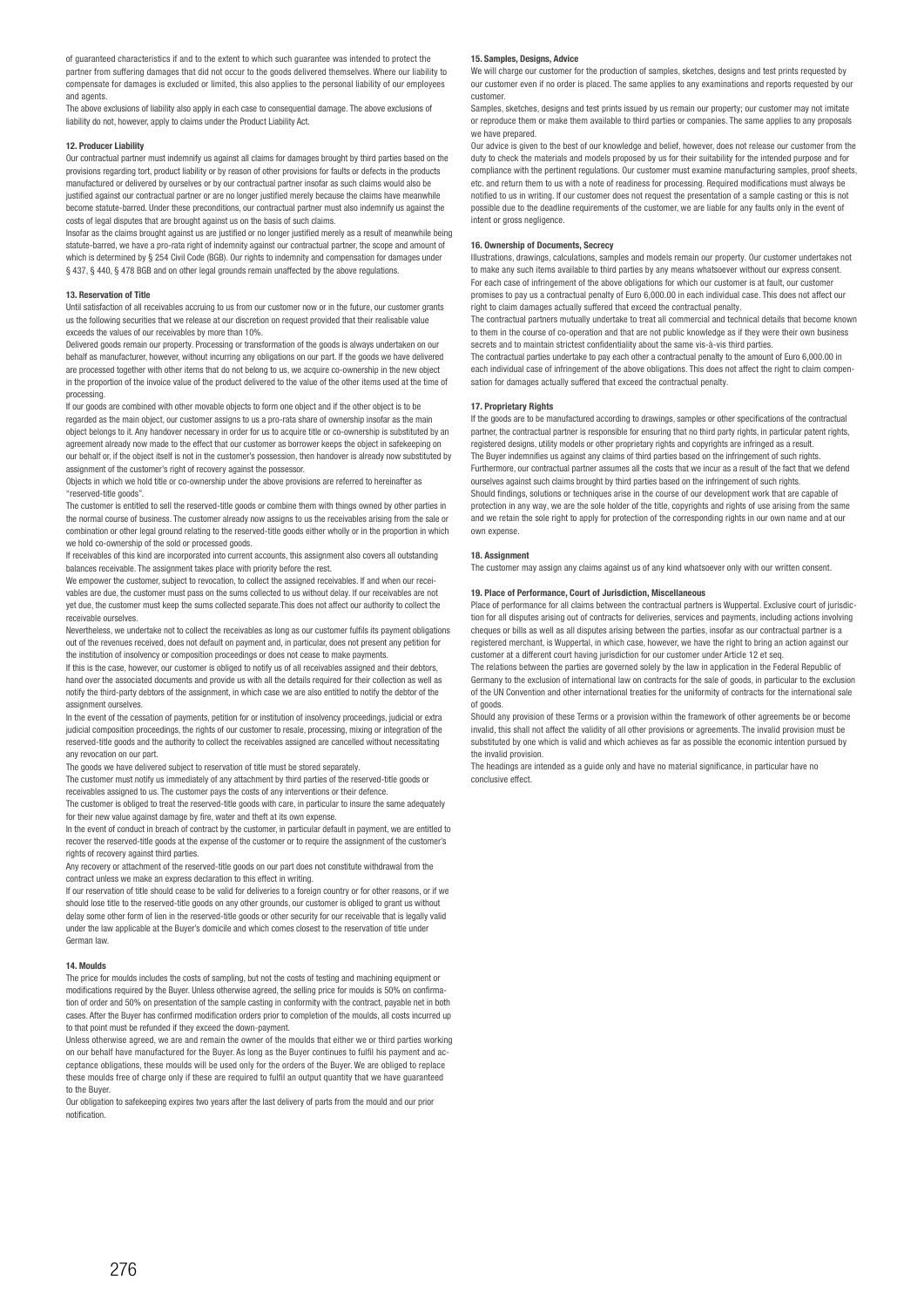of guaranteed characteristics if and to the extent to which such guarantee was intended to protect the partner from suffering damages that did not occur to the goods delivered themselves. Where our liability to compensate for damages is excluded or limited, this also applies to the personal liability of our employees and agents.

The above exclusions of liability also apply in each case to consequential damage. The above exclusions of liability do not, however, apply to claims under the Product Liability Act.

**12. Producer Liability**

Our contractual partner must indemnify us against all claims for damages brought by third parties based on the provisions regarding tort, product liability or by reason of other provisions for faults or defects in the products manufactured or delivered by ourselves or by our contractual partner insofar as such claims would also be justified against our contractual partner or are no longer justified merely because the claims have meanwhile become statute-barred. Under these preconditions, our contractual partner must also indemnify us against the costs of legal disputes that are brought against us on the basis of such claims.

Insofar as the claims brought against us are justified or no longer justified merely as a result of meanwhile being statute-barred, we have a pro-rata right of indemnity against our contractual partner, the scope and amount of which is determined by § 254 Civil Code (BGB). Our rights to indemnity and compensation for damages under § 437, § 440, § 478 BGB and on other legal grounds remain unaffected by the above regulations.

**13. Reservation of Title**

Until satisfaction of all receivables accruing to us from our customer now or in the future, our customer grants us the following securities that we release at our discretion on request provided that their realisable value exceeds the values of our receivables by more than 10%.

Delivered goods remain our property. Processing or transformation of the goods is always undertaken on our behalf as manufacturer, however, without incurring any obligations on our part. If the goods we have delivered are processed together with other items that do not belong to us, we acquire co-ownership in the new object in the proportion of the invoice value of the product delivered to the value of the other items used at the time of processing.

If our goods are combined with other movable objects to form one object and if the other object is to be regarded as the main object, our customer assigns to us a pro-rata share of ownership insofar as the main object belongs to it. Any handover necessary in order for us to acquire title or co-ownership is substituted by an agreement already now made to the effect that our customer as borrower keeps the object in safekeeping on our behalf or, if the object itself is not in the customer's possession, then handover is already now substituted by assignment of the customer's right of recovery against the possessor.

Objects in which we hold title or co-ownership under the above provisions are referred to hereinafter as "reserved-title goods".

The customer is entitled to sell the reserved-title goods or combine them with things owned by other parties in the normal course of business. The customer already now assigns to us the receivables arising from the sale or combination or other legal ground relating to the reserved-title goods either wholly or in the proportion in which we hold co-ownership of the sold or processed goods.

If receivables of this kind are incorporated into current accounts, this assignment also covers all outstanding balances receivable. The assignment takes place with priority before the rest.

We empower the customer, subject to revocation, to collect the assigned receivables. If and when our receivables are due, the customer must pass on the sums collected to us without delay. If our receivables are not yet due, the customer must keep the sums collected separate.This does not affect our authority to collect the receivable ourselves.

Nevertheless, we undertake not to collect the receivables as long as our customer fulfils its payment obligations out of the revenues received, does not default on payment and, in particular, does not present any petition for the institution of insolvency or composition proceedings or does not cease to make payments.

If this is the case, however, our customer is obliged to notify us of all receivables assigned and their debtors, hand over the associated documents and provide us with all the details required for their collection as well as notify the third-party debtors of the assignment, in which case we are also entitled to notify the debtor of the assignment ourselves.

In the event of the cessation of payments, petition for or institution of insolvency proceedings, judicial or extra judicial composition proceedings, the rights of our customer to resale, processing, mixing or integration of the reserved-title goods and the authority to collect the receivables assigned are cancelled without necessitating any revocation on our part.

The goods we have delivered subject to reservation of title must be stored separately.

The customer must notify us immediately of any attachment by third parties of the reserved-title goods or receivables assigned to us. The customer pays the costs of any interventions or their defence.

The customer is obliged to treat the reserved-title goods with care, in particular to insure the same adequately for their new value against damage by fire, water and theft at its own expense.

In the event of conduct in breach of contract by the customer, in particular default in payment, we are entitled to recover the reserved-title goods at the expense of the customer or to require the assignment of the customer's rights of recovery against third parties.

Any recovery or attachment of the reserved-title goods on our part does not constitute withdrawal from the contract unless we make an express declaration to this effect in writing.

If our reservation of title should cease to be valid for deliveries to a foreign country or for other reasons, or if we should lose title to the reserved-title goods on any other grounds, our customer is obliged to grant us without delay some other form of lien in the reserved-title goods or other security for our receivable that is legally valid under the law applicable at the Buyer's domicile and which comes closest to the reservation of title under German law.

**14. Moulds**

The price for moulds includes the costs of sampling, but not the costs of testing and machining equipment or modifications required by the Buyer. Unless otherwise agreed, the selling price for moulds is 50% on confirmation of order and 50% on presentation of the sample casting in conformity with the contract, payable net in both cases. After the Buyer has confirmed modification orders prior to completion of the moulds, all costs incurred up to that point must be refunded if they exceed the down-payment.

Unless otherwise agreed, we are and remain the owner of the moulds that either we or third parties working on our behalf have manufactured for the Buyer. As long as the Buyer continues to fulfil his payment and acceptance obligations, these moulds will be used only for the orders of the Buyer. We are obliged to replace these moulds free of charge only if these are required to fulfil an output quantity that we have guaranteed to the Buyer.

Our obligation to safekeeping expires two years after the last delivery of parts from the mould and our prior notification.

**15. Samples, Designs, Advice**

We will charge our customer for the production of samples, sketches, designs and test prints requested by our customer even if no order is placed. The same applies to any examinations and reports requested by our customer.

Samples, sketches, designs and test prints issued by us remain our property; our customer may not imitate or reproduce them or make them available to third parties or companies. The same applies to any proposals we have prepared.

Our advice is given to the best of our knowledge and belief, however, does not release our customer from the duty to check the materials and models proposed by us for their suitability for the intended purpose and for compliance with the pertinent regulations. Our customer must examine manufacturing samples, proof sheets, etc. and return them to us with a note of readiness for processing. Required modifications must always be notified to us in writing. If our customer does not request the presentation of a sample casting or this is not possible due to the deadline requirements of the customer, we are liable for any faults only in the event of intent or gross negligence.

**16. Ownership of Documents, Secrecy**

Illustrations, drawings, calculations, samples and models remain our property. Our customer undertakes not to make any such items available to third parties by any means whatsoever without our express consent. For each case of infringement of the above obligations for which our customer is at fault, our customer promises to pay us a contractual penalty of Euro 6,000.00 in each individual case. This does not affect our right to claim damages actually suffered that exceed the contractual penalty.

The contractual partners mutually undertake to treat all commercial and technical details that become known to them in the course of co-operation and that are not public knowledge as if they were their own business secrets and to maintain strictest confidentiality about the same vis-à-vis third parties.

The contractual parties undertake to pay each other a contractual penalty to the amount of Euro 6,000.00 in each individual case of infringement of the above obligations. This does not affect the right to claim compensation for damages actually suffered that exceed the contractual penalty.

**17. Proprietary Rights**

If the goods are to be manufactured according to drawings, samples or other specifications of the contractual partner, the contractual partner is responsible for ensuring that no third party rights, in particular patent rights, registered designs, utility models or other proprietary rights and copyrights are infringed as a result.

The Buyer indemnifies us against any claims of third parties based on the infringement of such rights. Furthermore, our contractual partner assumes all the costs that we incur as a result of the fact that we defend ourselves against such claims brought by third parties based on the infringement of such rights.

Should findings, solutions or techniques arise in the course of our development work that are capable of protection in any way, we are the sole holder of the title, copyrights and rights of use arising from the same and we retain the sole right to apply for protection of the corresponding rights in our own name and at our own expense.

**18. Assignment**

The customer may assign any claims against us of any kind whatsoever only with our written consent.

**19. Place of Performance, Court of Jurisdiction, Miscellaneous**

Place of performance for all claims between the contractual partners is Wuppertal. Exclusive court of jurisdiction for all disputes arising out of contracts for deliveries, services and payments, including actions involving cheques or bills as well as all disputes arising between the parties, insofar as our contractual partner is a registered merchant, is Wuppertal, in which case, however, we have the right to bring an action against our customer at a different court having jurisdiction for our customer under Article 12 et seq.

The relations between the parties are governed solely by the law in application in the Federal Republic of Germany to the exclusion of international law on contracts for the sale of goods, in particular to the exclusion of the UN Convention and other international treaties for the uniformity of contracts for the international sale of goods.

Should any provision of these Terms or a provision within the framework of other agreements be or become invalid, this shall not affect the validity of all other provisions or agreements. The invalid provision must be substituted by one which is valid and which achieves as far as possible the economic intention pursued by the invalid provision.

The headings are intended as a guide only and have no material significance, in particular have no conclusive effect.